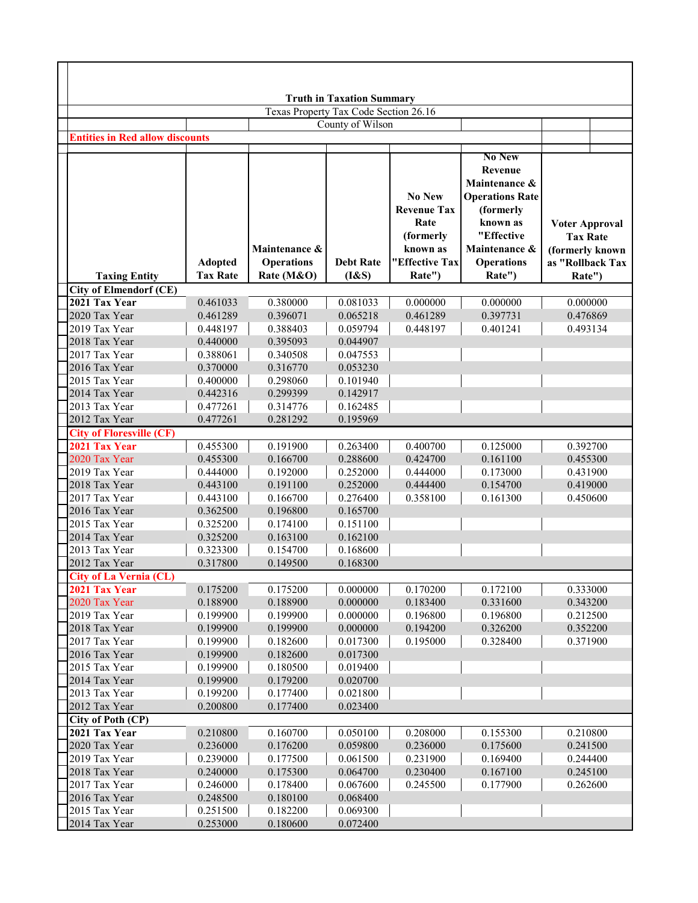# Truth in Taxation Summary

Texas Property Tax Code Section 26.16

County of Wilson

**Entities in Red allow discounts**

| Taxing Entity | Adopted Tax Rate | Maintenance & Operations Rate (M&O) | Debt Rate (I&S) | No New Revenue Tax Rate (formerly known as "Effective Tax Rate") | No New Revenue Maintenance & Operations Rate (formerly known as "Effective Maintenance & Operations Rate") | Voter Approval Tax Rate (formerly known as "Rollback Tax Rate") |
|---|---|---|---|---|---|---|
| **City of Elmendorf (CE)** | | | | | | |
| **2021 Tax Year** | 0.461033 | 0.380000 | 0.081033 | 0.000000 | 0.000000 | 0.000000 |
| 2020 Tax Year | 0.461289 | 0.396071 | 0.065218 | 0.461289 | 0.397731 | 0.476869 |
| 2019 Tax Year | 0.448197 | 0.388403 | 0.059794 | 0.448197 | 0.401241 | 0.493134 |
| 2018 Tax Year | 0.440000 | 0.395093 | 0.044907 | | | |
| 2017 Tax Year | 0.388061 | 0.340508 | 0.047553 | | | |
| 2016 Tax Year | 0.370000 | 0.316770 | 0.053230 | | | |
| 2015 Tax Year | 0.400000 | 0.298060 | 0.101940 | | | |
| 2014 Tax Year | 0.442316 | 0.299399 | 0.142917 | | | |
| 2013 Tax Year | 0.477261 | 0.314776 | 0.162485 | | | |
| 2012 Tax Year | 0.477261 | 0.281292 | 0.195969 | | | |
| **City of Floresville (CF)** | | | | | | |
| **2021 Tax Year** | 0.455300 | 0.191900 | 0.263400 | 0.400700 | 0.125000 | 0.392700 |
| 2020 Tax Year | 0.455300 | 0.166700 | 0.288600 | 0.424700 | 0.161100 | 0.455300 |
| 2019 Tax Year | 0.444000 | 0.192000 | 0.252000 | 0.444000 | 0.173000 | 0.431900 |
| 2018 Tax Year | 0.443100 | 0.191100 | 0.252000 | 0.444400 | 0.154700 | 0.419000 |
| 2017 Tax Year | 0.443100 | 0.166700 | 0.276400 | 0.358100 | 0.161300 | 0.450600 |
| 2016 Tax Year | 0.362500 | 0.196800 | 0.165700 | | | |
| 2015 Tax Year | 0.325200 | 0.174100 | 0.151100 | | | |
| 2014 Tax Year | 0.325200 | 0.163100 | 0.162100 | | | |
| 2013 Tax Year | 0.323300 | 0.154700 | 0.168600 | | | |
| 2012 Tax Year | 0.317800 | 0.149500 | 0.168300 | | | |
| **City of La Vernia (CL)** | | | | | | |
| **2021 Tax Year** | 0.175200 | 0.175200 | 0.000000 | 0.170200 | 0.172100 | 0.333000 |
| 2020 Tax Year | 0.188900 | 0.188900 | 0.000000 | 0.183400 | 0.331600 | 0.343200 |
| 2019 Tax Year | 0.199900 | 0.199900 | 0.000000 | 0.196800 | 0.196800 | 0.212500 |
| 2018 Tax Year | 0.199900 | 0.199900 | 0.000000 | 0.194200 | 0.326200 | 0.352200 |
| 2017 Tax Year | 0.199900 | 0.182600 | 0.017300 | 0.195000 | 0.328400 | 0.371900 |
| 2016 Tax Year | 0.199900 | 0.182600 | 0.017300 | | | |
| 2015 Tax Year | 0.199900 | 0.180500 | 0.019400 | | | |
| 2014 Tax Year | 0.199900 | 0.179200 | 0.020700 | | | |
| 2013 Tax Year | 0.199200 | 0.177400 | 0.021800 | | | |
| 2012 Tax Year | 0.200800 | 0.177400 | 0.023400 | | | |
| **City of Poth (CP)** | | | | | | |
| **2021 Tax Year** | 0.210800 | 0.160700 | 0.050100 | 0.208000 | 0.155300 | 0.210800 |
| 2020 Tax Year | 0.236000 | 0.176200 | 0.059800 | 0.236000 | 0.175600 | 0.241500 |
| 2019 Tax Year | 0.239000 | 0.177500 | 0.061500 | 0.231900 | 0.169400 | 0.244400 |
| 2018 Tax Year | 0.240000 | 0.175300 | 0.064700 | 0.230400 | 0.167100 | 0.245100 |
| 2017 Tax Year | 0.246000 | 0.178400 | 0.067600 | 0.245500 | 0.177900 | 0.262600 |
| 2016 Tax Year | 0.248500 | 0.180100 | 0.068400 | | | |
| 2015 Tax Year | 0.251500 | 0.182200 | 0.069300 | | | |
| 2014 Tax Year | 0.253000 | 0.180600 | 0.072400 | | | |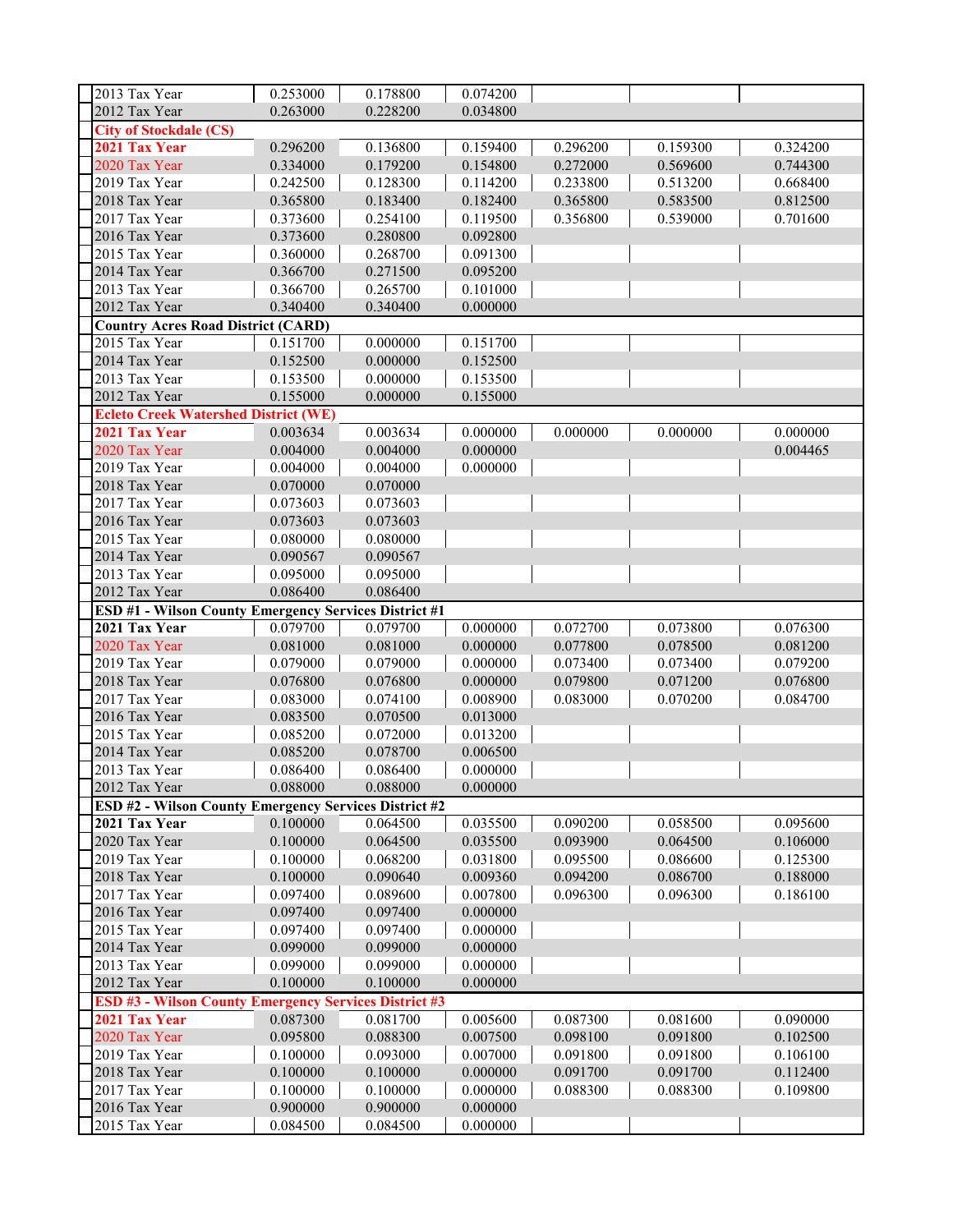| | | | | | | |
|---|---|---|---|---|---|---|
| 2013 Tax Year | 0.253000 | 0.178800 | 0.074200 | | | |
| 2012 Tax Year | 0.263000 | 0.228200 | 0.034800 | | | |
| **City of Stockdale (CS)** | | | | | | |
| **2021 Tax Year** | 0.296200 | 0.136800 | 0.159400 | 0.296200 | 0.159300 | 0.324200 |
| 2020 Tax Year | 0.334000 | 0.179200 | 0.154800 | 0.272000 | 0.569600 | 0.744300 |
| 2019 Tax Year | 0.242500 | 0.128300 | 0.114200 | 0.233800 | 0.513200 | 0.668400 |
| 2018 Tax Year | 0.365800 | 0.183400 | 0.182400 | 0.365800 | 0.583500 | 0.812500 |
| 2017 Tax Year | 0.373600 | 0.254100 | 0.119500 | 0.356800 | 0.539000 | 0.701600 |
| 2016 Tax Year | 0.373600 | 0.280800 | 0.092800 | | | |
| 2015 Tax Year | 0.360000 | 0.268700 | 0.091300 | | | |
| 2014 Tax Year | 0.366700 | 0.271500 | 0.095200 | | | |
| 2013 Tax Year | 0.366700 | 0.265700 | 0.101000 | | | |
| 2012 Tax Year | 0.340400 | 0.340400 | 0.000000 | | | |
| **Country Acres Road District (CARD)** | | | | | | |
| 2015 Tax Year | 0.151700 | 0.000000 | 0.151700 | | | |
| 2014 Tax Year | 0.152500 | 0.000000 | 0.152500 | | | |
| 2013 Tax Year | 0.153500 | 0.000000 | 0.153500 | | | |
| 2012 Tax Year | 0.155000 | 0.000000 | 0.155000 | | | |
| **Ecleto Creek Watershed District (WE)** | | | | | | |
| **2021 Tax Year** | 0.003634 | 0.003634 | 0.000000 | 0.000000 | 0.000000 | 0.000000 |
| 2020 Tax Year | 0.004000 | 0.004000 | 0.000000 | | | 0.004465 |
| 2019 Tax Year | 0.004000 | 0.004000 | 0.000000 | | | |
| 2018 Tax Year | 0.070000 | 0.070000 | | | | |
| 2017 Tax Year | 0.073603 | 0.073603 | | | | |
| 2016 Tax Year | 0.073603 | 0.073603 | | | | |
| 2015 Tax Year | 0.080000 | 0.080000 | | | | |
| 2014 Tax Year | 0.090567 | 0.090567 | | | | |
| 2013 Tax Year | 0.095000 | 0.095000 | | | | |
| 2012 Tax Year | 0.086400 | 0.086400 | | | | |
| **ESD #1 - Wilson County Emergency Services District #1** | | | | | | |
| **2021 Tax Year** | 0.079700 | 0.079700 | 0.000000 | 0.072700 | 0.073800 | 0.076300 |
| 2020 Tax Year | 0.081000 | 0.081000 | 0.000000 | 0.077800 | 0.078500 | 0.081200 |
| 2019 Tax Year | 0.079000 | 0.079000 | 0.000000 | 0.073400 | 0.073400 | 0.079200 |
| 2018 Tax Year | 0.076800 | 0.076800 | 0.000000 | 0.079800 | 0.071200 | 0.076800 |
| 2017 Tax Year | 0.083000 | 0.074100 | 0.008900 | 0.083000 | 0.070200 | 0.084700 |
| 2016 Tax Year | 0.083500 | 0.070500 | 0.013000 | | | |
| 2015 Tax Year | 0.085200 | 0.072000 | 0.013200 | | | |
| 2014 Tax Year | 0.085200 | 0.078700 | 0.006500 | | | |
| 2013 Tax Year | 0.086400 | 0.086400 | 0.000000 | | | |
| 2012 Tax Year | 0.088000 | 0.088000 | 0.000000 | | | |
| **ESD #2 - Wilson County Emergency Services District #2** | | | | | | |
| **2021 Tax Year** | 0.100000 | 0.064500 | 0.035500 | 0.090200 | 0.058500 | 0.095600 |
| 2020 Tax Year | 0.100000 | 0.064500 | 0.035500 | 0.093900 | 0.064500 | 0.106000 |
| 2019 Tax Year | 0.100000 | 0.068200 | 0.031800 | 0.095500 | 0.086600 | 0.125300 |
| 2018 Tax Year | 0.100000 | 0.090640 | 0.009360 | 0.094200 | 0.086700 | 0.188000 |
| 2017 Tax Year | 0.097400 | 0.089600 | 0.007800 | 0.096300 | 0.096300 | 0.186100 |
| 2016 Tax Year | 0.097400 | 0.097400 | 0.000000 | | | |
| 2015 Tax Year | 0.097400 | 0.097400 | 0.000000 | | | |
| 2014 Tax Year | 0.099000 | 0.099000 | 0.000000 | | | |
| 2013 Tax Year | 0.099000 | 0.099000 | 0.000000 | | | |
| 2012 Tax Year | 0.100000 | 0.100000 | 0.000000 | | | |
| **ESD #3 - Wilson County Emergency Services District #3** | | | | | | |
| **2021 Tax Year** | 0.087300 | 0.081700 | 0.005600 | 0.087300 | 0.081600 | 0.090000 |
| 2020 Tax Year | 0.095800 | 0.088300 | 0.007500 | 0.098100 | 0.091800 | 0.102500 |
| 2019 Tax Year | 0.100000 | 0.093000 | 0.007000 | 0.091800 | 0.091800 | 0.106100 |
| 2018 Tax Year | 0.100000 | 0.100000 | 0.000000 | 0.091700 | 0.091700 | 0.112400 |
| 2017 Tax Year | 0.100000 | 0.100000 | 0.000000 | 0.088300 | 0.088300 | 0.109800 |
| 2016 Tax Year | 0.900000 | 0.900000 | 0.000000 | | | |
| 2015 Tax Year | 0.084500 | 0.084500 | 0.000000 | | | |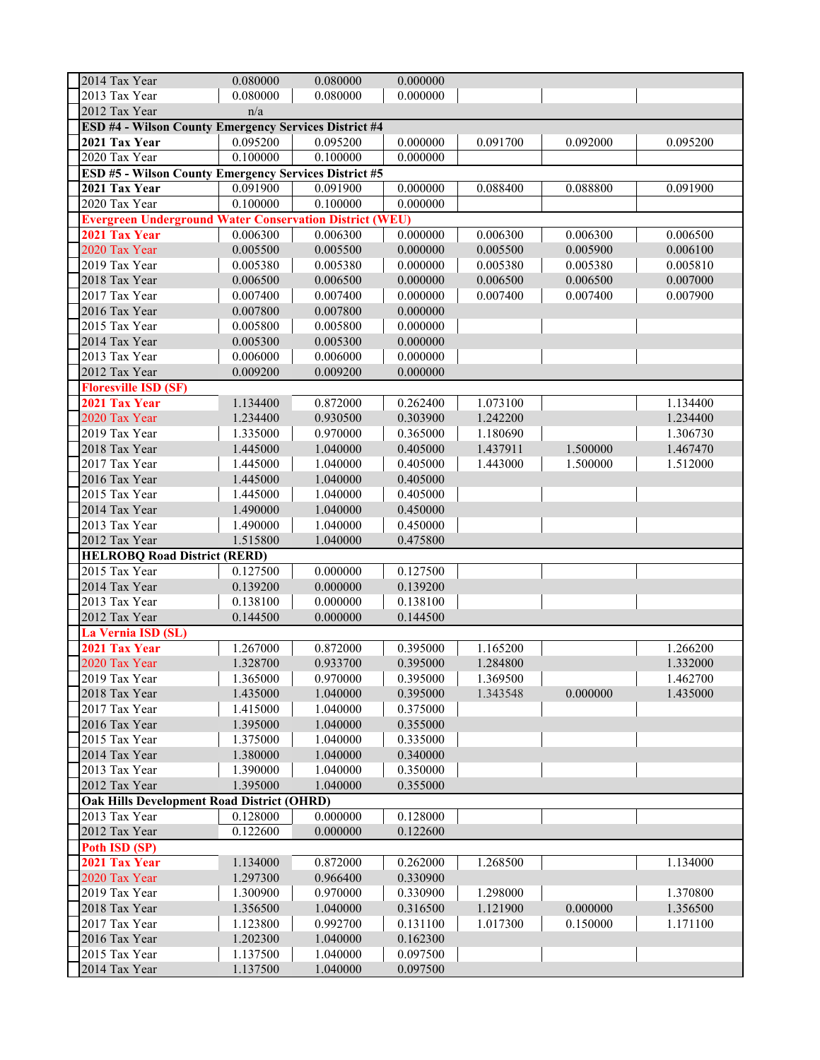| | | | | | | |
|---|---|---|---|---|---|---|
| 2014 Tax Year | 0.080000 | 0.080000 | 0.000000 | | | |
| 2013 Tax Year | 0.080000 | 0.080000 | 0.000000 | | | |
| 2012 Tax Year | n/a | | | | | |
| **ESD #4 - Wilson County Emergency Services District #4** | | | | | | |
| **2021 Tax Year** | 0.095200 | 0.095200 | 0.000000 | 0.091700 | 0.092000 | 0.095200 |
| 2020 Tax Year | 0.100000 | 0.100000 | 0.000000 | | | |
| **ESD #5 - Wilson County Emergency Services District #5** | | | | | | |
| **2021 Tax Year** | 0.091900 | 0.091900 | 0.000000 | 0.088400 | 0.088800 | 0.091900 |
| 2020 Tax Year | 0.100000 | 0.100000 | 0.000000 | | | |
| **Evergreen Underground Water Conservation District (WEU)** | | | | | | |
| **2021 Tax Year** | 0.006300 | 0.006300 | 0.000000 | 0.006300 | 0.006300 | 0.006500 |
| 2020 Tax Year | 0.005500 | 0.005500 | 0.000000 | 0.005500 | 0.005900 | 0.006100 |
| 2019 Tax Year | 0.005380 | 0.005380 | 0.000000 | 0.005380 | 0.005380 | 0.005810 |
| 2018 Tax Year | 0.006500 | 0.006500 | 0.000000 | 0.006500 | 0.006500 | 0.007000 |
| 2017 Tax Year | 0.007400 | 0.007400 | 0.000000 | 0.007400 | 0.007400 | 0.007900 |
| 2016 Tax Year | 0.007800 | 0.007800 | 0.000000 | | | |
| 2015 Tax Year | 0.005800 | 0.005800 | 0.000000 | | | |
| 2014 Tax Year | 0.005300 | 0.005300 | 0.000000 | | | |
| 2013 Tax Year | 0.006000 | 0.006000 | 0.000000 | | | |
| 2012 Tax Year | 0.009200 | 0.009200 | 0.000000 | | | |
| **Floresville ISD (SF)** | | | | | | |
| **2021 Tax Year** | 1.134400 | 0.872000 | 0.262400 | 1.073100 | | 1.134400 |
| 2020 Tax Year | 1.234400 | 0.930500 | 0.303900 | 1.242200 | | 1.234400 |
| 2019 Tax Year | 1.335000 | 0.970000 | 0.365000 | 1.180690 | | 1.306730 |
| 2018 Tax Year | 1.445000 | 1.040000 | 0.405000 | 1.437911 | 1.500000 | 1.467470 |
| 2017 Tax Year | 1.445000 | 1.040000 | 0.405000 | 1.443000 | 1.500000 | 1.512000 |
| 2016 Tax Year | 1.445000 | 1.040000 | 0.405000 | | | |
| 2015 Tax Year | 1.445000 | 1.040000 | 0.405000 | | | |
| 2014 Tax Year | 1.490000 | 1.040000 | 0.450000 | | | |
| 2013 Tax Year | 1.490000 | 1.040000 | 0.450000 | | | |
| 2012 Tax Year | 1.515800 | 1.040000 | 0.475800 | | | |
| **HELROBQ Road District (RERD)** | | | | | | |
| 2015 Tax Year | 0.127500 | 0.000000 | 0.127500 | | | |
| 2014 Tax Year | 0.139200 | 0.000000 | 0.139200 | | | |
| 2013 Tax Year | 0.138100 | 0.000000 | 0.138100 | | | |
| 2012 Tax Year | 0.144500 | 0.000000 | 0.144500 | | | |
| **La Vernia ISD (SL)** | | | | | | |
| **2021 Tax Year** | 1.267000 | 0.872000 | 0.395000 | 1.165200 | | 1.266200 |
| 2020 Tax Year | 1.328700 | 0.933700 | 0.395000 | 1.284800 | | 1.332000 |
| 2019 Tax Year | 1.365000 | 0.970000 | 0.395000 | 1.369500 | | 1.462700 |
| 2018 Tax Year | 1.435000 | 1.040000 | 0.395000 | 1.343548 | 0.000000 | 1.435000 |
| 2017 Tax Year | 1.415000 | 1.040000 | 0.375000 | | | |
| 2016 Tax Year | 1.395000 | 1.040000 | 0.355000 | | | |
| 2015 Tax Year | 1.375000 | 1.040000 | 0.335000 | | | |
| 2014 Tax Year | 1.380000 | 1.040000 | 0.340000 | | | |
| 2013 Tax Year | 1.390000 | 1.040000 | 0.350000 | | | |
| 2012 Tax Year | 1.395000 | 1.040000 | 0.355000 | | | |
| **Oak Hills Development Road District (OHRD)** | | | | | | |
| 2013 Tax Year | 0.128000 | 0.000000 | 0.128000 | | | |
| 2012 Tax Year | 0.122600 | 0.000000 | 0.122600 | | | |
| **Poth ISD (SP)** | | | | | | |
| **2021 Tax Year** | 1.134000 | 0.872000 | 0.262000 | 1.268500 | | 1.134000 |
| 2020 Tax Year | 1.297300 | 0.966400 | 0.330900 | | | |
| 2019 Tax Year | 1.300900 | 0.970000 | 0.330900 | 1.298000 | | 1.370800 |
| 2018 Tax Year | 1.356500 | 1.040000 | 0.316500 | 1.121900 | 0.000000 | 1.356500 |
| 2017 Tax Year | 1.123800 | 0.992700 | 0.131100 | 1.017300 | 0.150000 | 1.171100 |
| 2016 Tax Year | 1.202300 | 1.040000 | 0.162300 | | | |
| 2015 Tax Year | 1.137500 | 1.040000 | 0.097500 | | | |
| 2014 Tax Year | 1.137500 | 1.040000 | 0.097500 | | | |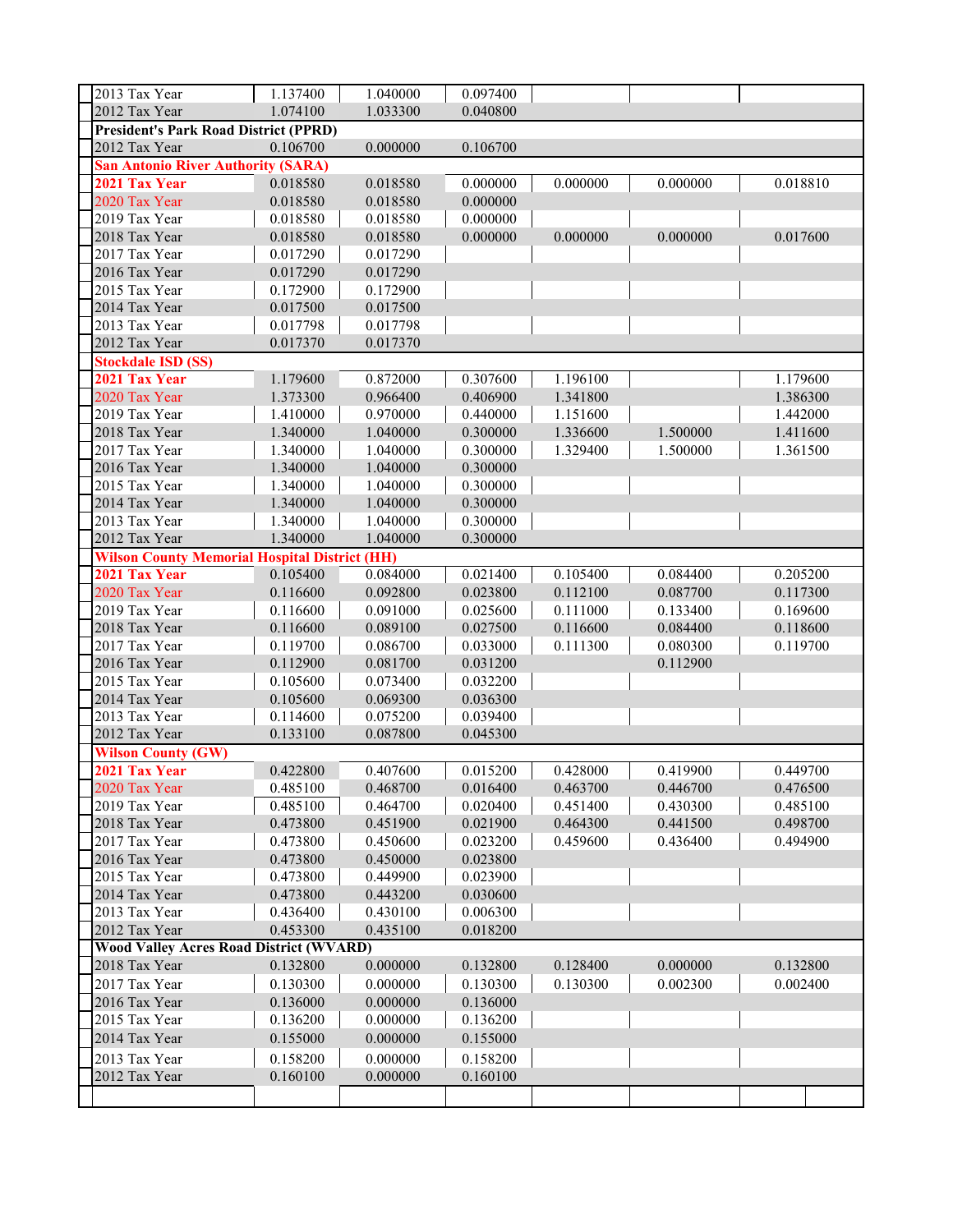| | | | | | | |
|---|---|---|---|---|---|---|
| 2013 Tax Year | 1.137400 | 1.040000 | 0.097400 | | | |
| 2012 Tax Year | 1.074100 | 1.033300 | 0.040800 | | | |
| **President's Park Road District (PPRD)** | | | | | | |
| 2012 Tax Year | 0.106700 | 0.000000 | 0.106700 | | | |
| **San Antonio River Authority (SARA)** | | | | | | |
| **2021 Tax Year** | 0.018580 | 0.018580 | 0.000000 | 0.000000 | 0.000000 | 0.018810 |
| 2020 Tax Year | 0.018580 | 0.018580 | 0.000000 | | | |
| 2019 Tax Year | 0.018580 | 0.018580 | 0.000000 | | | |
| 2018 Tax Year | 0.018580 | 0.018580 | 0.000000 | 0.000000 | 0.000000 | 0.017600 |
| 2017 Tax Year | 0.017290 | 0.017290 | | | | |
| 2016 Tax Year | 0.017290 | 0.017290 | | | | |
| 2015 Tax Year | 0.172900 | 0.172900 | | | | |
| 2014 Tax Year | 0.017500 | 0.017500 | | | | |
| 2013 Tax Year | 0.017798 | 0.017798 | | | | |
| 2012 Tax Year | 0.017370 | 0.017370 | | | | |
| **Stockdale ISD (SS)** | | | | | | |
| **2021 Tax Year** | 1.179600 | 0.872000 | 0.307600 | 1.196100 | | 1.179600 |
| 2020 Tax Year | 1.373300 | 0.966400 | 0.406900 | 1.341800 | | 1.386300 |
| 2019 Tax Year | 1.410000 | 0.970000 | 0.440000 | 1.151600 | | 1.442000 |
| 2018 Tax Year | 1.340000 | 1.040000 | 0.300000 | 1.336600 | 1.500000 | 1.411600 |
| 2017 Tax Year | 1.340000 | 1.040000 | 0.300000 | 1.329400 | 1.500000 | 1.361500 |
| 2016 Tax Year | 1.340000 | 1.040000 | 0.300000 | | | |
| 2015 Tax Year | 1.340000 | 1.040000 | 0.300000 | | | |
| 2014 Tax Year | 1.340000 | 1.040000 | 0.300000 | | | |
| 2013 Tax Year | 1.340000 | 1.040000 | 0.300000 | | | |
| 2012 Tax Year | 1.340000 | 1.040000 | 0.300000 | | | |
| **Wilson County Memorial Hospital District (HH)** | | | | | | |
| **2021 Tax Year** | 0.105400 | 0.084000 | 0.021400 | 0.105400 | 0.084400 | 0.205200 |
| 2020 Tax Year | 0.116600 | 0.092800 | 0.023800 | 0.112100 | 0.087700 | 0.117300 |
| 2019 Tax Year | 0.116600 | 0.091000 | 0.025600 | 0.111000 | 0.133400 | 0.169600 |
| 2018 Tax Year | 0.116600 | 0.089100 | 0.027500 | 0.116600 | 0.084400 | 0.118600 |
| 2017 Tax Year | 0.119700 | 0.086700 | 0.033000 | 0.111300 | 0.080300 | 0.119700 |
| 2016 Tax Year | 0.112900 | 0.081700 | 0.031200 | | 0.112900 | |
| 2015 Tax Year | 0.105600 | 0.073400 | 0.032200 | | | |
| 2014 Tax Year | 0.105600 | 0.069300 | 0.036300 | | | |
| 2013 Tax Year | 0.114600 | 0.075200 | 0.039400 | | | |
| 2012 Tax Year | 0.133100 | 0.087800 | 0.045300 | | | |
| **Wilson County (GW)** | | | | | | |
| **2021 Tax Year** | 0.422800 | 0.407600 | 0.015200 | 0.428000 | 0.419900 | 0.449700 |
| 2020 Tax Year | 0.485100 | 0.468700 | 0.016400 | 0.463700 | 0.446700 | 0.476500 |
| 2019 Tax Year | 0.485100 | 0.464700 | 0.020400 | 0.451400 | 0.430300 | 0.485100 |
| 2018 Tax Year | 0.473800 | 0.451900 | 0.021900 | 0.464300 | 0.441500 | 0.498700 |
| 2017 Tax Year | 0.473800 | 0.450600 | 0.023200 | 0.459600 | 0.436400 | 0.494900 |
| 2016 Tax Year | 0.473800 | 0.450000 | 0.023800 | | | |
| 2015 Tax Year | 0.473800 | 0.449900 | 0.023900 | | | |
| 2014 Tax Year | 0.473800 | 0.443200 | 0.030600 | | | |
| 2013 Tax Year | 0.436400 | 0.430100 | 0.006300 | | | |
| 2012 Tax Year | 0.453300 | 0.435100 | 0.018200 | | | |
| **Wood Valley Acres Road District (WVARD)** | | | | | | |
| 2018 Tax Year | 0.132800 | 0.000000 | 0.132800 | 0.128400 | 0.000000 | 0.132800 |
| 2017 Tax Year | 0.130300 | 0.000000 | 0.130300 | 0.130300 | 0.002300 | 0.002400 |
| 2016 Tax Year | 0.136000 | 0.000000 | 0.136000 | | | |
| 2015 Tax Year | 0.136200 | 0.000000 | 0.136200 | | | |
| 2014 Tax Year | 0.155000 | 0.000000 | 0.155000 | | | |
| 2013 Tax Year | 0.158200 | 0.000000 | 0.158200 | | | |
| 2012 Tax Year | 0.160100 | 0.000000 | 0.160100 | | | |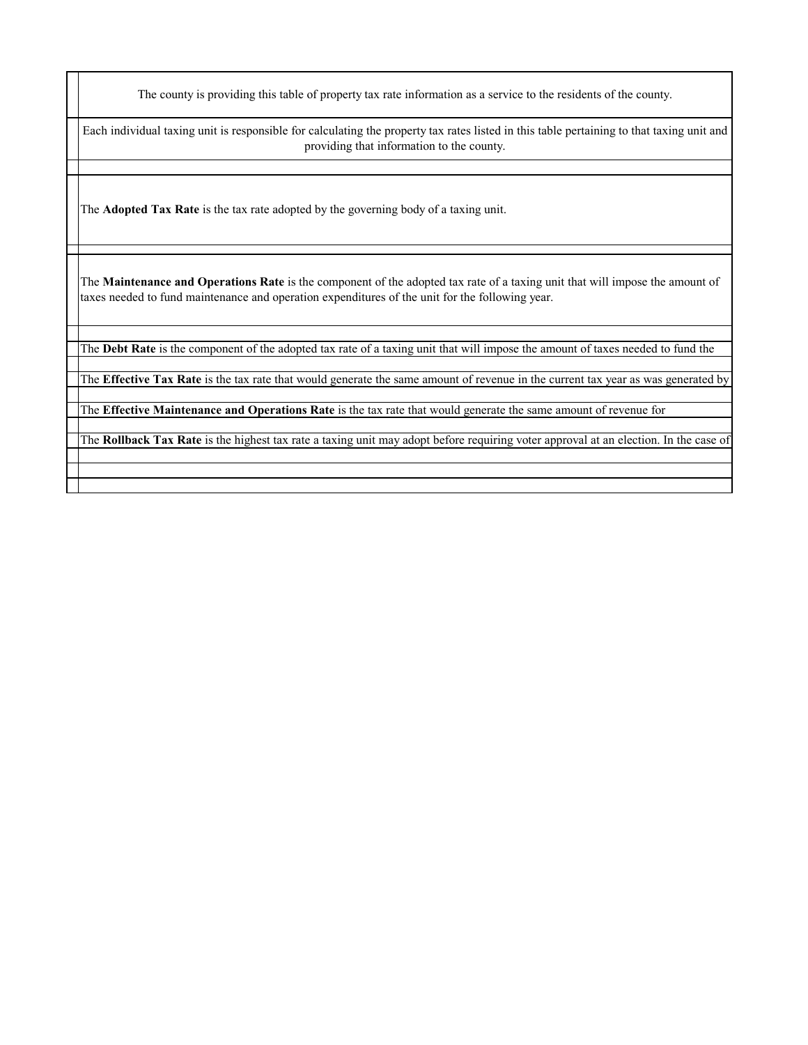| | |
|---|---|
| | The county is providing this table of property tax rate information as a service to the residents of the county. |
| | Each individual taxing unit is responsible for calculating the property tax rates listed in this table pertaining to that taxing unit and providing that information to the county. |
| | |
| | The **Adopted Tax Rate** is the tax rate adopted by the governing body of a taxing unit. |
| | |
| | The **Maintenance and Operations Rate** is the component of the adopted tax rate of a taxing unit that will impose the amount of taxes needed to fund maintenance and operation expenditures of the unit for the following year. |
| | |
| | The **Debt Rate** is the component of the adopted tax rate of a taxing unit that will impose the amount of taxes needed to fund the |
| | |
| | The **Effective Tax Rate** is the tax rate that would generate the same amount of revenue in the current tax year as was generated by |
| | |
| | The **Effective Maintenance and Operations Rate** is the tax rate that would generate the same amount of revenue for |
| | |
| | The **Rollback Tax Rate** is the highest tax rate a taxing unit may adopt before requiring voter approval at an election. In the case of |
| | |
| | |
| | |